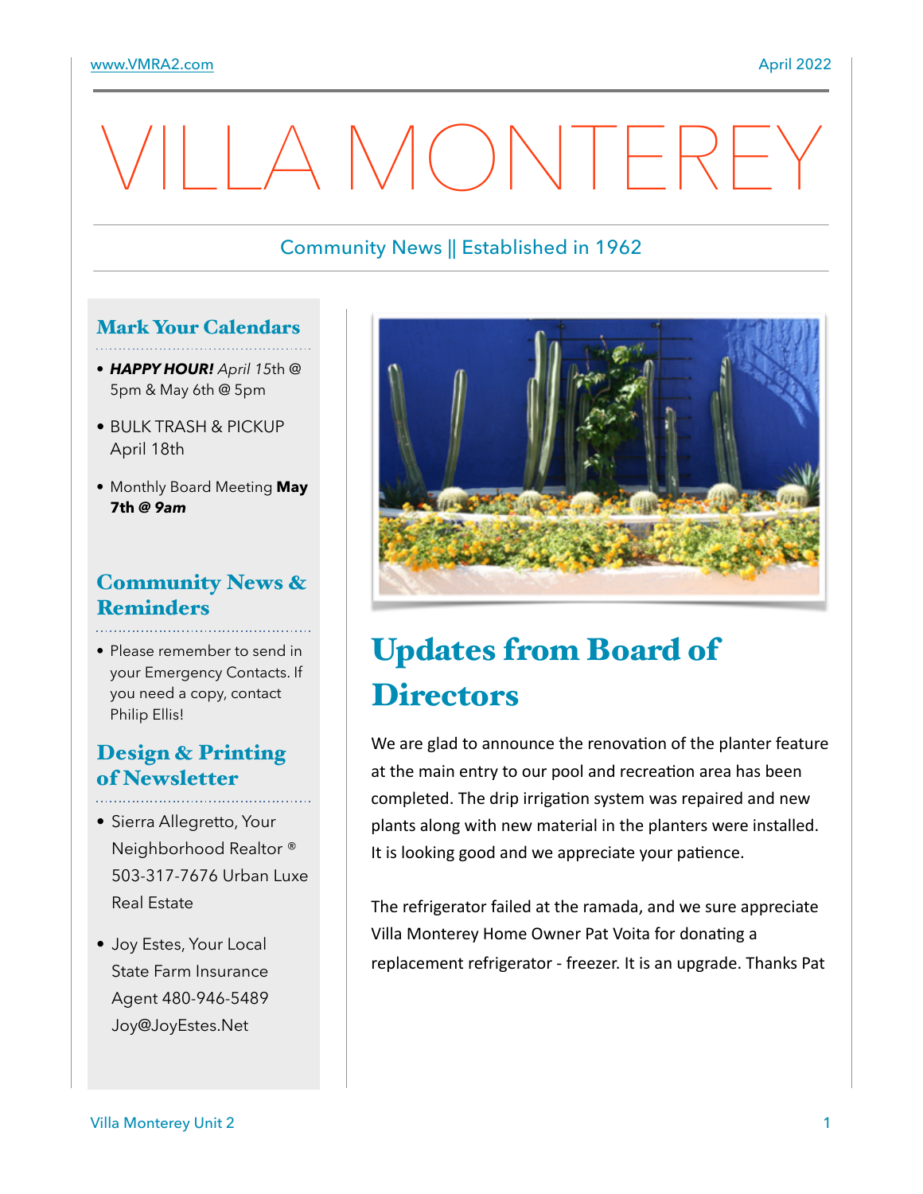# VILLA MONTEREY

Community News || Established in 1962

## Mark Your Calendars

- ***HAPPY HOUR!*** *April 15th* @ 5pm & May 6th @ 5pm
- BULK TRASH & PICKUP April 18th
- Monthly Board Meeting **May 7th @ *9am***

## Community News & Reminders

- Please remember to send in your Emergency Contacts. If you need a copy, contact Philip Ellis!

## Design & Printing of Newsletter

- Sierra Allegretto, Your Neighborhood Realtor ® 503-317-7676 Urban Luxe Real Estate
- Joy Estes, Your Local State Farm Insurance Agent 480-946-5489 Joy@JoyEstes.Net

## Updates from Board of Directors

We are glad to announce the renovation of the planter feature at the main entry to our pool and recreation area has been completed. The drip irrigation system was repaired and new plants along with new material in the planters were installed. It is looking good and we appreciate your patience.

The refrigerator failed at the ramada, and we sure appreciate Villa Monterey Home Owner Pat Voita for donating a replacement refrigerator - freezer. It is an upgrade. Thanks Pat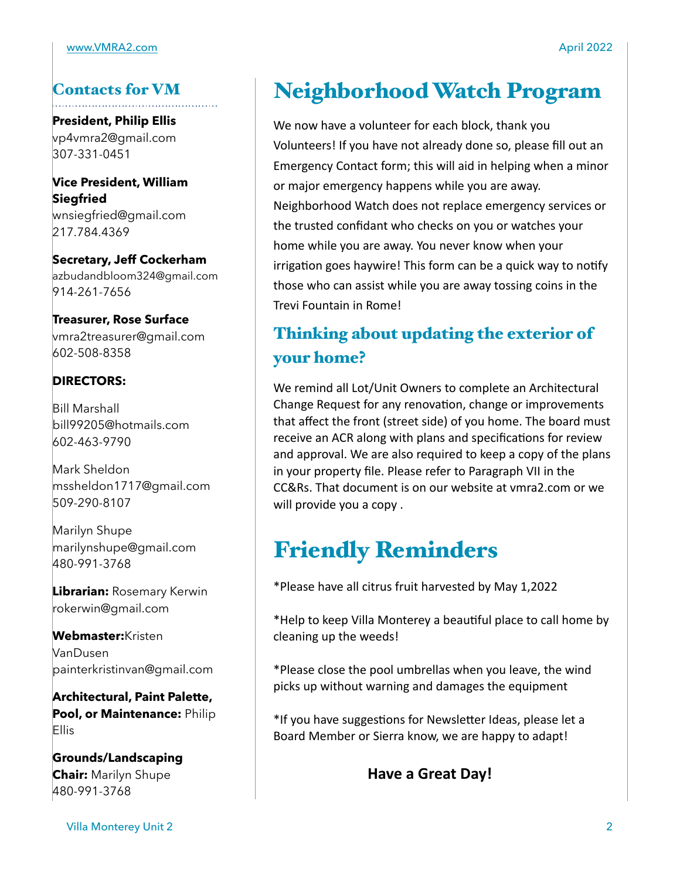## Contacts for VM

**President, Philip Ellis**
vp4vmra2@gmail.com
307-331-0451

**Vice President, William Siegfried**
wnsiegfried@gmail.com
217.784.4369

**Secretary, Jeff Cockerham**
azbudandbloom324@gmail.com
914-261-7656

**Treasurer, Rose Surface**
vmra2treasurer@gmail.com
602-508-8358

**DIRECTORS:**

Bill Marshall
bill99205@hotmails.com
602-463-9790

Mark Sheldon
mssheldon1717@gmail.com
509-290-8107

Marilyn Shupe
marilynshupe@gmail.com
480-991-3768

**Librarian:** Rosemary Kerwin
rokerwin@gmail.com

**Webmaster:**Kristen VanDusen
painterkristinvan@gmail.com

**Architectural, Paint Palette, Pool, or Maintenance:** Philip Ellis

**Grounds/Landscaping Chair:** Marilyn Shupe
480-991-3768

# Neighborhood Watch Program

We now have a volunteer for each block, thank you Volunteers! If you have not already done so, please fill out an Emergency Contact form; this will aid in helping when a minor or major emergency happens while you are away. Neighborhood Watch does not replace emergency services or the trusted confidant who checks on you or watches your home while you are away. You never know when your irrigation goes haywire! This form can be a quick way to notify those who can assist while you are away tossing coins in the Trevi Fountain in Rome!

## Thinking about updating the exterior of your home?

We remind all Lot/Unit Owners to complete an Architectural Change Request for any renovation, change or improvements that affect the front (street side) of you home. The board must receive an ACR along with plans and specifications for review and approval. We are also required to keep a copy of the plans in your property file. Please refer to Paragraph VII in the CC&Rs. That document is on our website at vmra2.com or we will provide you a copy .

# Friendly Reminders

*Please have all citrus fruit harvested by May 1,2022

*Help to keep Villa Monterey a beautiful place to call home by cleaning up the weeds!

*Please close the pool umbrellas when you leave, the wind picks up without warning and damages the equipment

*If you have suggestions for Newsletter Ideas, please let a Board Member or Sierra know, we are happy to adapt!

**Have a Great Day!**